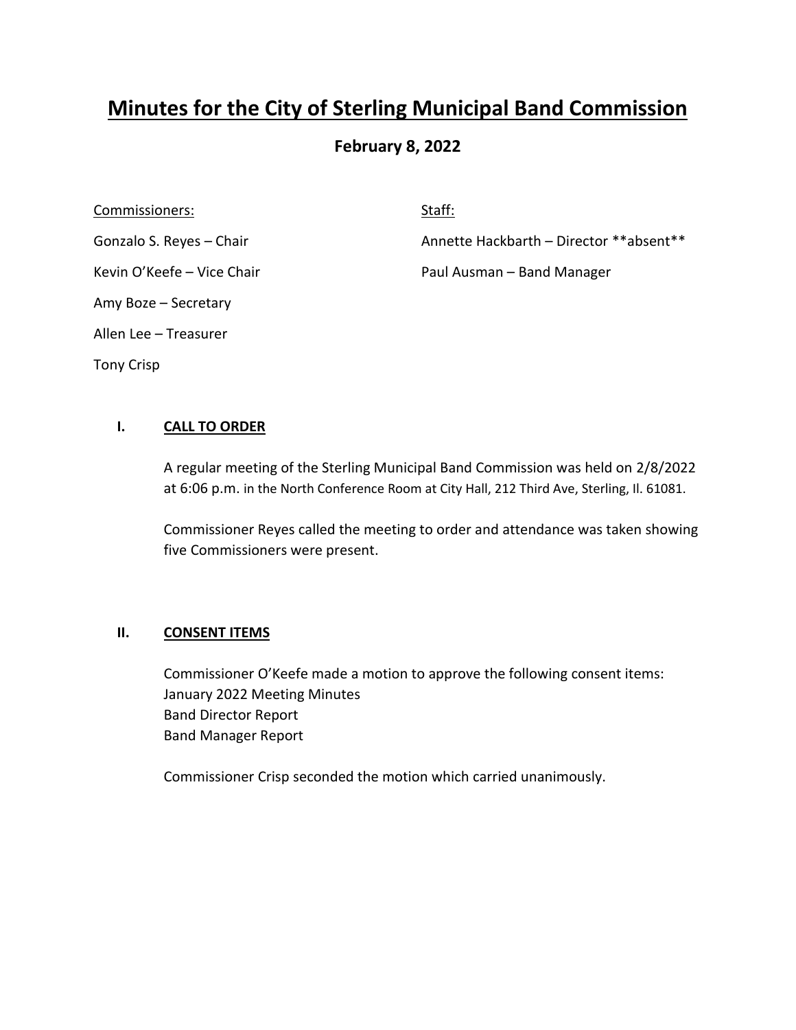# Minutes for the City of Sterling Municipal Band Commission

## February 8, 2022

Commissioners:

Gonzalo S. Reyes – Chair

Kevin O'Keefe – Vice Chair

Amy Boze – Secretary

Allen Lee – Treasurer

Tony Crisp

Staff:

Annette Hackbarth – Director **absent**

Paul Ausman – Band Manager

### I. CALL TO ORDER

A regular meeting of the Sterling Municipal Band Commission was held on 2/8/2022 at 6:06 p.m. in the North Conference Room at City Hall, 212 Third Ave, Sterling, Il. 61081.

Commissioner Reyes called the meeting to order and attendance was taken showing five Commissioners were present.

### II. CONSENT ITEMS

Commissioner O'Keefe made a motion to approve the following consent items:
January 2022 Meeting Minutes
Band Director Report
Band Manager Report

Commissioner Crisp seconded the motion which carried unanimously.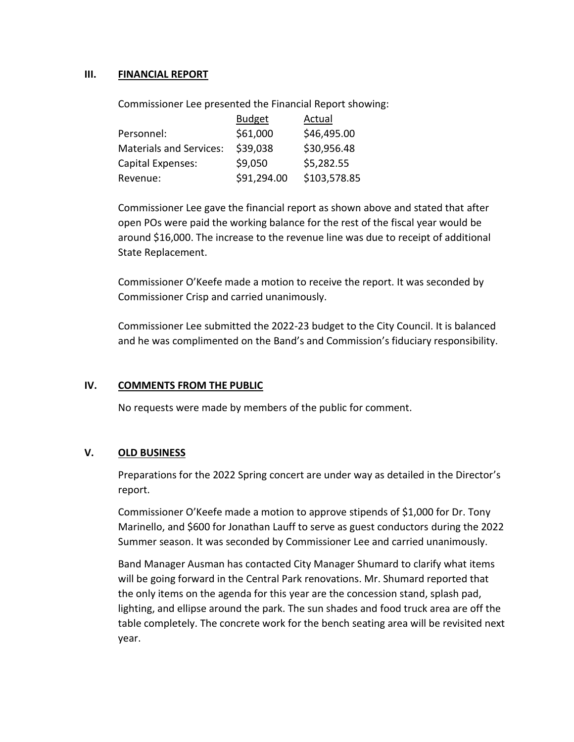## III. FINANCIAL REPORT

Commissioner Lee presented the Financial Report showing:

| | Budget | Actual |
|---|---|---|
| Personnel: | $61,000 | $46,495.00 |
| Materials and Services: | $39,038 | $30,956.48 |
| Capital Expenses: | $9,050 | $5,282.55 |
| Revenue: | $91,294.00 | $103,578.85 |

Commissioner Lee gave the financial report as shown above and stated that after open POs were paid the working balance for the rest of the fiscal year would be around $16,000. The increase to the revenue line was due to receipt of additional State Replacement.

Commissioner O'Keefe made a motion to receive the report. It was seconded by Commissioner Crisp and carried unanimously.

Commissioner Lee submitted the 2022-23 budget to the City Council. It is balanced and he was complimented on the Band's and Commission's fiduciary responsibility.

## IV. COMMENTS FROM THE PUBLIC

No requests were made by members of the public for comment.

## V. OLD BUSINESS

Preparations for the 2022 Spring concert are under way as detailed in the Director's report.

Commissioner O'Keefe made a motion to approve stipends of $1,000 for Dr. Tony Marinello, and $600 for Jonathan Lauff to serve as guest conductors during the 2022 Summer season. It was seconded by Commissioner Lee and carried unanimously.

Band Manager Ausman has contacted City Manager Shumard to clarify what items will be going forward in the Central Park renovations. Mr. Shumard reported that the only items on the agenda for this year are the concession stand, splash pad, lighting, and ellipse around the park. The sun shades and food truck area are off the table completely. The concrete work for the bench seating area will be revisited next year.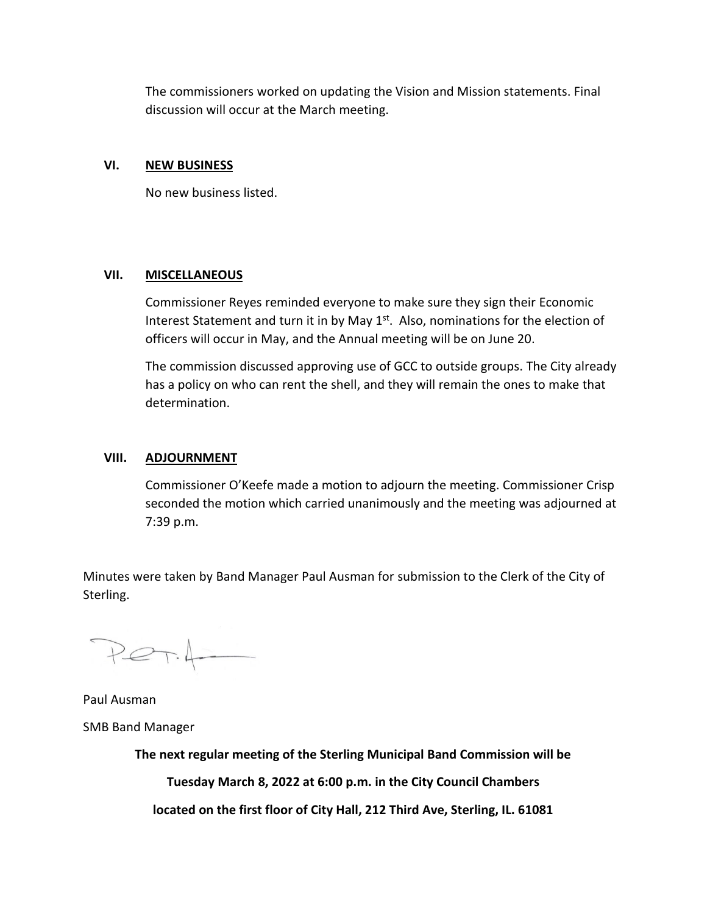The commissioners worked on updating the Vision and Mission statements. Final discussion will occur at the March meeting.

## VI. NEW BUSINESS

No new business listed.

## VII. MISCELLANEOUS

Commissioner Reyes reminded everyone to make sure they sign their Economic Interest Statement and turn it in by May 1st. Also, nominations for the election of officers will occur in May, and the Annual meeting will be on June 20.

The commission discussed approving use of GCC to outside groups. The City already has a policy on who can rent the shell, and they will remain the ones to make that determination.

## VIII. ADJOURNMENT

Commissioner O'Keefe made a motion to adjourn the meeting. Commissioner Crisp seconded the motion which carried unanimously and the meeting was adjourned at 7:39 p.m.

Minutes were taken by Band Manager Paul Ausman for submission to the Clerk of the City of Sterling.

Paul Ausman

SMB Band Manager

**The next regular meeting of the Sterling Municipal Band Commission will be**

**Tuesday March 8, 2022 at 6:00 p.m. in the City Council Chambers**

**located on the first floor of City Hall, 212 Third Ave, Sterling, IL. 61081**